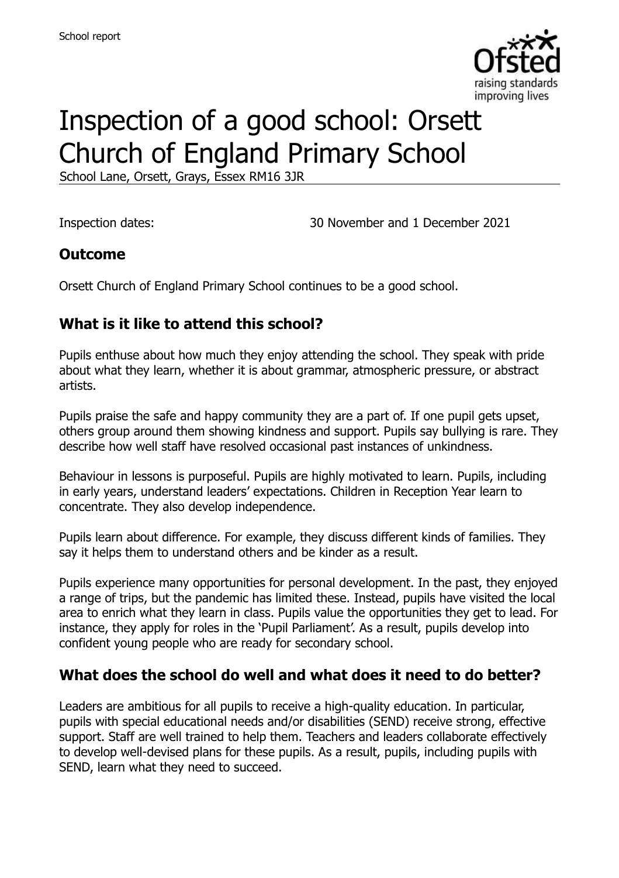School report

# Inspection of a good school: Orsett Church of England Primary School

School Lane, Orsett, Grays, Essex RM16 3JR

Inspection dates: 30 November and 1 December 2021

## Outcome

Orsett Church of England Primary School continues to be a good school.

## What is it like to attend this school?

Pupils enthuse about how much they enjoy attending the school. They speak with pride about what they learn, whether it is about grammar, atmospheric pressure, or abstract artists.

Pupils praise the safe and happy community they are a part of. If one pupil gets upset, others group around them showing kindness and support. Pupils say bullying is rare. They describe how well staff have resolved occasional past instances of unkindness.

Behaviour in lessons is purposeful. Pupils are highly motivated to learn. Pupils, including in early years, understand leaders' expectations. Children in Reception Year learn to concentrate. They also develop independence.

Pupils learn about difference. For example, they discuss different kinds of families. They say it helps them to understand others and be kinder as a result.

Pupils experience many opportunities for personal development. In the past, they enjoyed a range of trips, but the pandemic has limited these. Instead, pupils have visited the local area to enrich what they learn in class. Pupils value the opportunities they get to lead. For instance, they apply for roles in the 'Pupil Parliament'. As a result, pupils develop into confident young people who are ready for secondary school.

## What does the school do well and what does it need to do better?

Leaders are ambitious for all pupils to receive a high-quality education. In particular, pupils with special educational needs and/or disabilities (SEND) receive strong, effective support. Staff are well trained to help them. Teachers and leaders collaborate effectively to develop well-devised plans for these pupils. As a result, pupils, including pupils with SEND, learn what they need to succeed.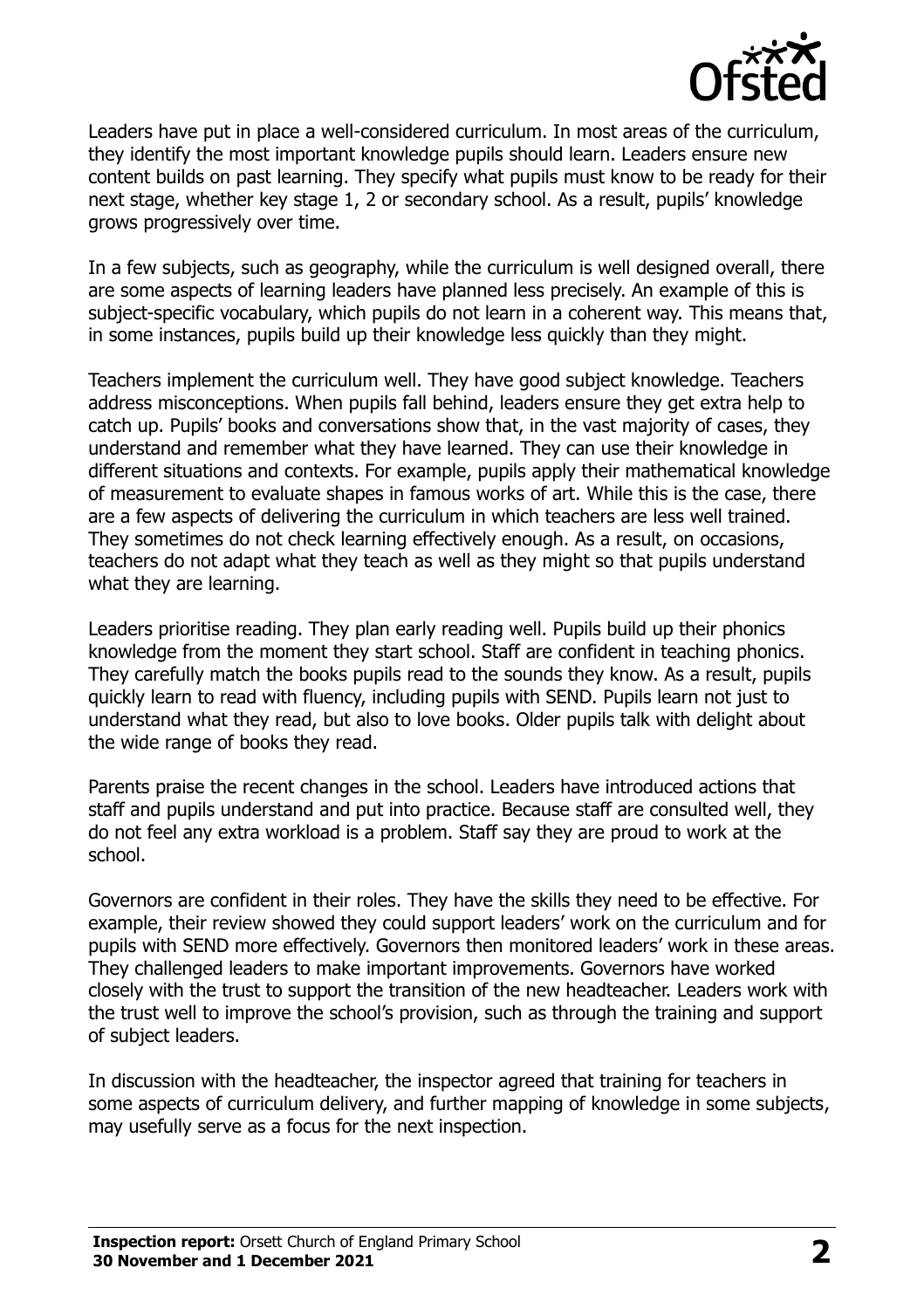Leaders have put in place a well-considered curriculum. In most areas of the curriculum, they identify the most important knowledge pupils should learn. Leaders ensure new content builds on past learning. They specify what pupils must know to be ready for their next stage, whether key stage 1, 2 or secondary school. As a result, pupils' knowledge grows progressively over time.

In a few subjects, such as geography, while the curriculum is well designed overall, there are some aspects of learning leaders have planned less precisely. An example of this is subject-specific vocabulary, which pupils do not learn in a coherent way. This means that, in some instances, pupils build up their knowledge less quickly than they might.

Teachers implement the curriculum well. They have good subject knowledge. Teachers address misconceptions. When pupils fall behind, leaders ensure they get extra help to catch up. Pupils' books and conversations show that, in the vast majority of cases, they understand and remember what they have learned. They can use their knowledge in different situations and contexts. For example, pupils apply their mathematical knowledge of measurement to evaluate shapes in famous works of art. While this is the case, there are a few aspects of delivering the curriculum in which teachers are less well trained. They sometimes do not check learning effectively enough. As a result, on occasions, teachers do not adapt what they teach as well as they might so that pupils understand what they are learning.

Leaders prioritise reading. They plan early reading well. Pupils build up their phonics knowledge from the moment they start school. Staff are confident in teaching phonics. They carefully match the books pupils read to the sounds they know. As a result, pupils quickly learn to read with fluency, including pupils with SEND. Pupils learn not just to understand what they read, but also to love books. Older pupils talk with delight about the wide range of books they read.

Parents praise the recent changes in the school. Leaders have introduced actions that staff and pupils understand and put into practice. Because staff are consulted well, they do not feel any extra workload is a problem. Staff say they are proud to work at the school.

Governors are confident in their roles. They have the skills they need to be effective. For example, their review showed they could support leaders' work on the curriculum and for pupils with SEND more effectively. Governors then monitored leaders' work in these areas. They challenged leaders to make important improvements. Governors have worked closely with the trust to support the transition of the new headteacher. Leaders work with the trust well to improve the school's provision, such as through the training and support of subject leaders.

In discussion with the headteacher, the inspector agreed that training for teachers in some aspects of curriculum delivery, and further mapping of knowledge in some subjects, may usefully serve as a focus for the next inspection.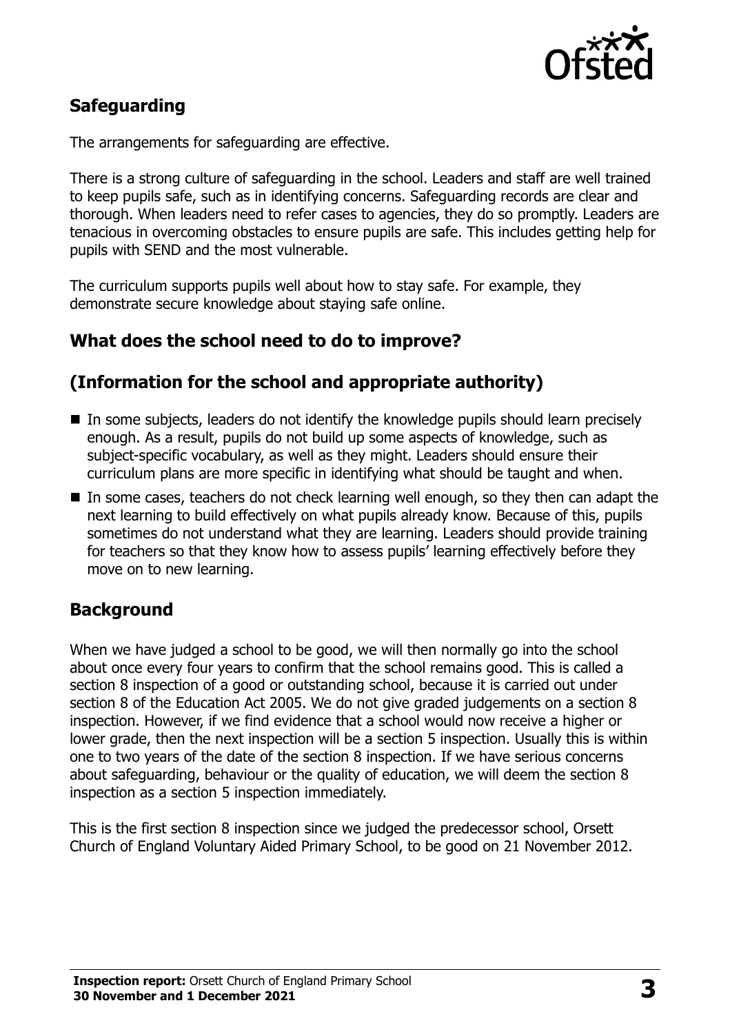## Safeguarding

The arrangements for safeguarding are effective.

There is a strong culture of safeguarding in the school. Leaders and staff are well trained to keep pupils safe, such as in identifying concerns. Safeguarding records are clear and thorough. When leaders need to refer cases to agencies, they do so promptly. Leaders are tenacious in overcoming obstacles to ensure pupils are safe. This includes getting help for pupils with SEND and the most vulnerable.

The curriculum supports pupils well about how to stay safe. For example, they demonstrate secure knowledge about staying safe online.

## What does the school need to do to improve?

## (Information for the school and appropriate authority)

- In some subjects, leaders do not identify the knowledge pupils should learn precisely enough. As a result, pupils do not build up some aspects of knowledge, such as subject-specific vocabulary, as well as they might. Leaders should ensure their curriculum plans are more specific in identifying what should be taught and when.
- In some cases, teachers do not check learning well enough, so they then can adapt the next learning to build effectively on what pupils already know. Because of this, pupils sometimes do not understand what they are learning. Leaders should provide training for teachers so that they know how to assess pupils' learning effectively before they move on to new learning.

## Background

When we have judged a school to be good, we will then normally go into the school about once every four years to confirm that the school remains good. This is called a section 8 inspection of a good or outstanding school, because it is carried out under section 8 of the Education Act 2005. We do not give graded judgements on a section 8 inspection. However, if we find evidence that a school would now receive a higher or lower grade, then the next inspection will be a section 5 inspection. Usually this is within one to two years of the date of the section 8 inspection. If we have serious concerns about safeguarding, behaviour or the quality of education, we will deem the section 8 inspection as a section 5 inspection immediately.

This is the first section 8 inspection since we judged the predecessor school, Orsett Church of England Voluntary Aided Primary School, to be good on 21 November 2012.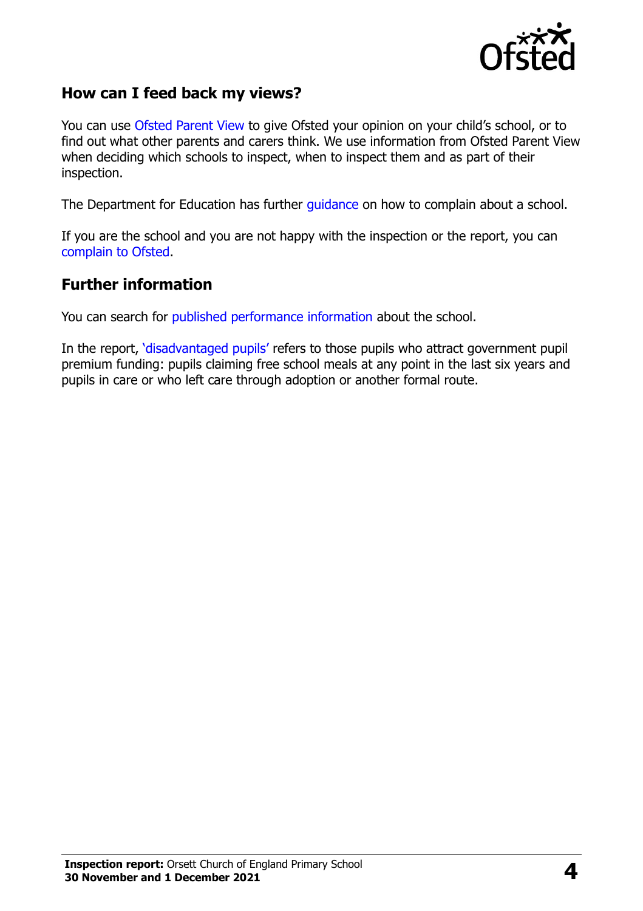## How can I feed back my views?

You can use Ofsted Parent View to give Ofsted your opinion on your child's school, or to find out what other parents and carers think. We use information from Ofsted Parent View when deciding which schools to inspect, when to inspect them and as part of their inspection.

The Department for Education has further guidance on how to complain about a school.

If you are the school and you are not happy with the inspection or the report, you can complain to Ofsted.

## Further information

You can search for published performance information about the school.

In the report, 'disadvantaged pupils' refers to those pupils who attract government pupil premium funding: pupils claiming free school meals at any point in the last six years and pupils in care or who left care through adoption or another formal route.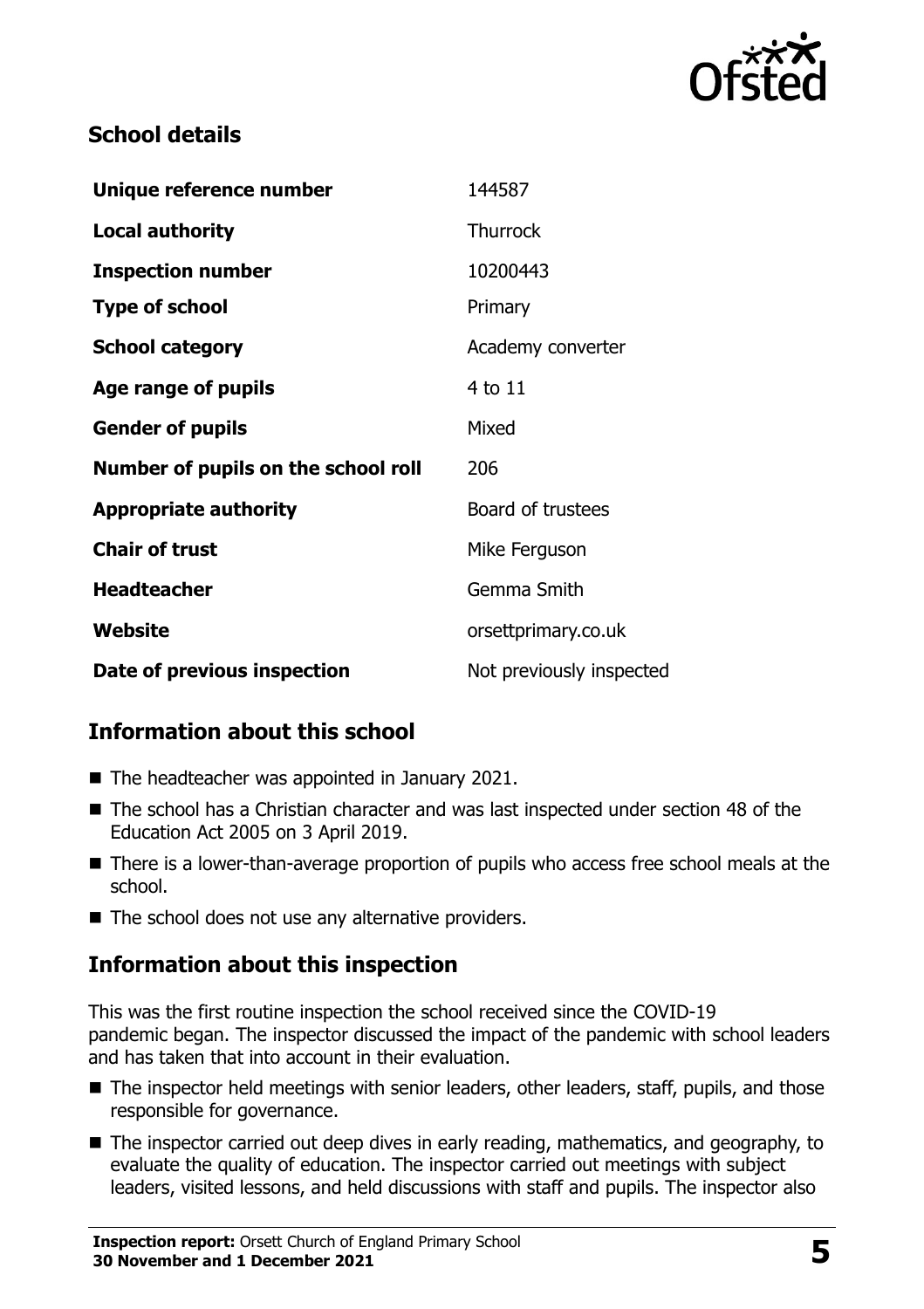## School details

| | |
|---|---|
| **Unique reference number** | 144587 |
| **Local authority** | Thurrock |
| **Inspection number** | 10200443 |
| **Type of school** | Primary |
| **School category** | Academy converter |
| **Age range of pupils** | 4 to 11 |
| **Gender of pupils** | Mixed |
| **Number of pupils on the school roll** | 206 |
| **Appropriate authority** | Board of trustees |
| **Chair of trust** | Mike Ferguson |
| **Headteacher** | Gemma Smith |
| **Website** | orsettprimary.co.uk |
| **Date of previous inspection** | Not previously inspected |

## Information about this school

- The headteacher was appointed in January 2021.
- The school has a Christian character and was last inspected under section 48 of the Education Act 2005 on 3 April 2019.
- There is a lower-than-average proportion of pupils who access free school meals at the school.
- The school does not use any alternative providers.

## Information about this inspection

This was the first routine inspection the school received since the COVID-19 pandemic began. The inspector discussed the impact of the pandemic with school leaders and has taken that into account in their evaluation.

- The inspector held meetings with senior leaders, other leaders, staff, pupils, and those responsible for governance.
- The inspector carried out deep dives in early reading, mathematics, and geography, to evaluate the quality of education. The inspector carried out meetings with subject leaders, visited lessons, and held discussions with staff and pupils. The inspector also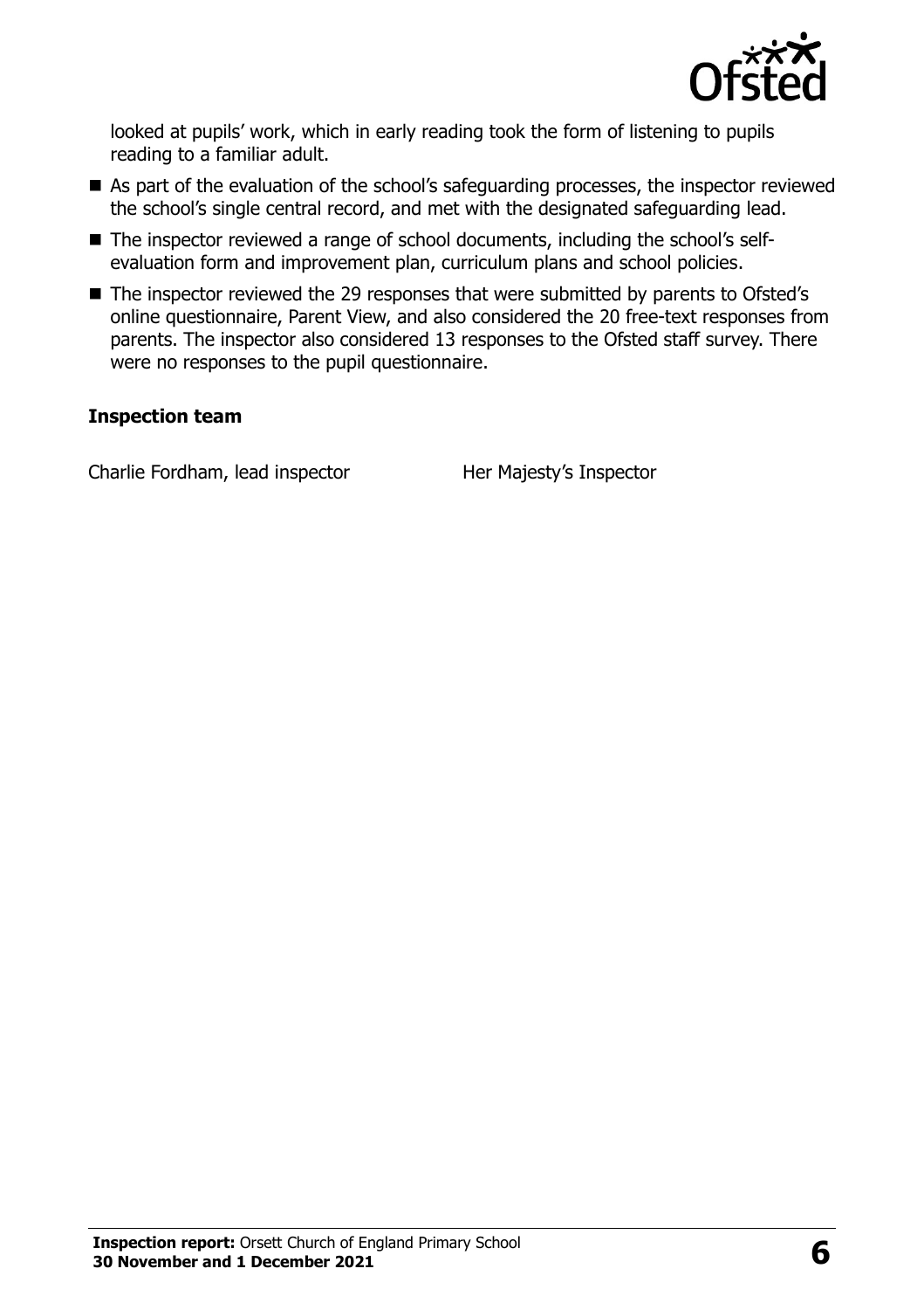looked at pupils' work, which in early reading took the form of listening to pupils reading to a familiar adult.

- As part of the evaluation of the school's safeguarding processes, the inspector reviewed the school's single central record, and met with the designated safeguarding lead.
- The inspector reviewed a range of school documents, including the school's self-evaluation form and improvement plan, curriculum plans and school policies.
- The inspector reviewed the 29 responses that were submitted by parents to Ofsted's online questionnaire, Parent View, and also considered the 20 free-text responses from parents. The inspector also considered 13 responses to the Ofsted staff survey. There were no responses to the pupil questionnaire.

### Inspection team

| | |
|---|---|
| Charlie Fordham, lead inspector | Her Majesty's Inspector |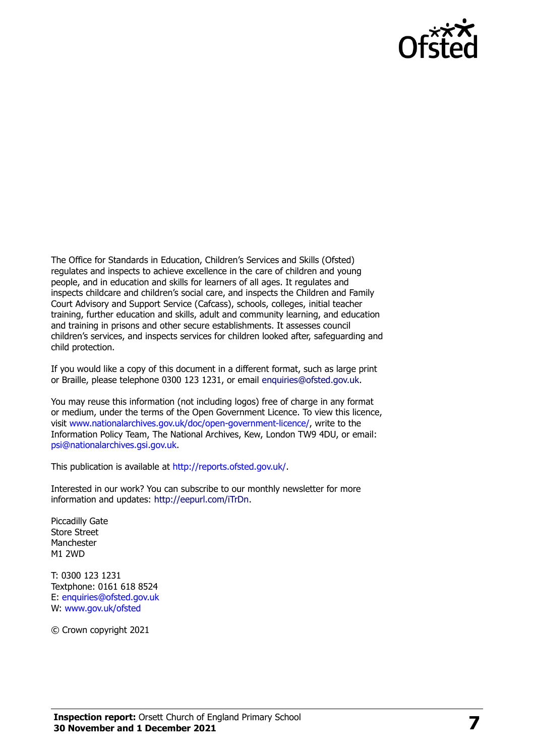The Office for Standards in Education, Children's Services and Skills (Ofsted) regulates and inspects to achieve excellence in the care of children and young people, and in education and skills for learners of all ages. It regulates and inspects childcare and children's social care, and inspects the Children and Family Court Advisory and Support Service (Cafcass), schools, colleges, initial teacher training, further education and skills, adult and community learning, and education and training in prisons and other secure establishments. It assesses council children's services, and inspects services for children looked after, safeguarding and child protection.

If you would like a copy of this document in a different format, such as large print or Braille, please telephone 0300 123 1231, or email enquiries@ofsted.gov.uk.

You may reuse this information (not including logos) free of charge in any format or medium, under the terms of the Open Government Licence. To view this licence, visit www.nationalarchives.gov.uk/doc/open-government-licence/, write to the Information Policy Team, The National Archives, Kew, London TW9 4DU, or email: psi@nationalarchives.gsi.gov.uk.

This publication is available at http://reports.ofsted.gov.uk/.

Interested in our work? You can subscribe to our monthly newsletter for more information and updates: http://eepurl.com/iTrDn.

Piccadilly Gate
Store Street
Manchester
M1 2WD

T: 0300 123 1231
Textphone: 0161 618 8524
E: enquiries@ofsted.gov.uk
W: www.gov.uk/ofsted

© Crown copyright 2021